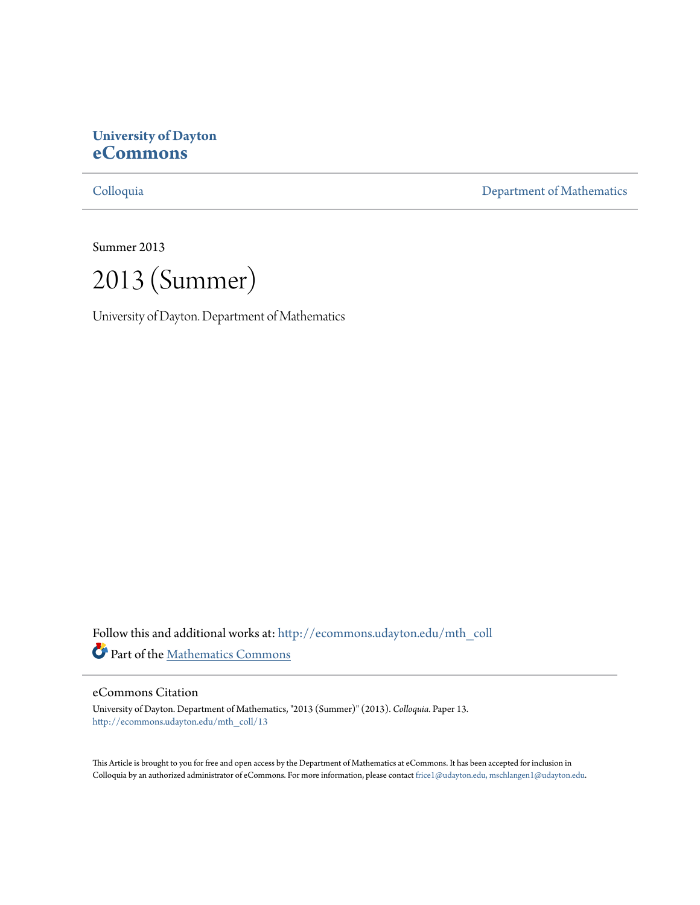**University of Dayton**
**eCommons**

Colloquia | Department of Mathematics

Summer 2013

# 2013 (Summer)

University of Dayton. Department of Mathematics

Follow this and additional works at: http://ecommons.udayton.edu/mth_coll

Part of the Mathematics Commons

## eCommons Citation

University of Dayton. Department of Mathematics, "2013 (Summer)" (2013). *Colloquia*. Paper 13.
http://ecommons.udayton.edu/mth_coll/13

This Article is brought to you for free and open access by the Department of Mathematics at eCommons. It has been accepted for inclusion in Colloquia by an authorized administrator of eCommons. For more information, please contact frice1@udayton.edu, mschlangen1@udayton.edu.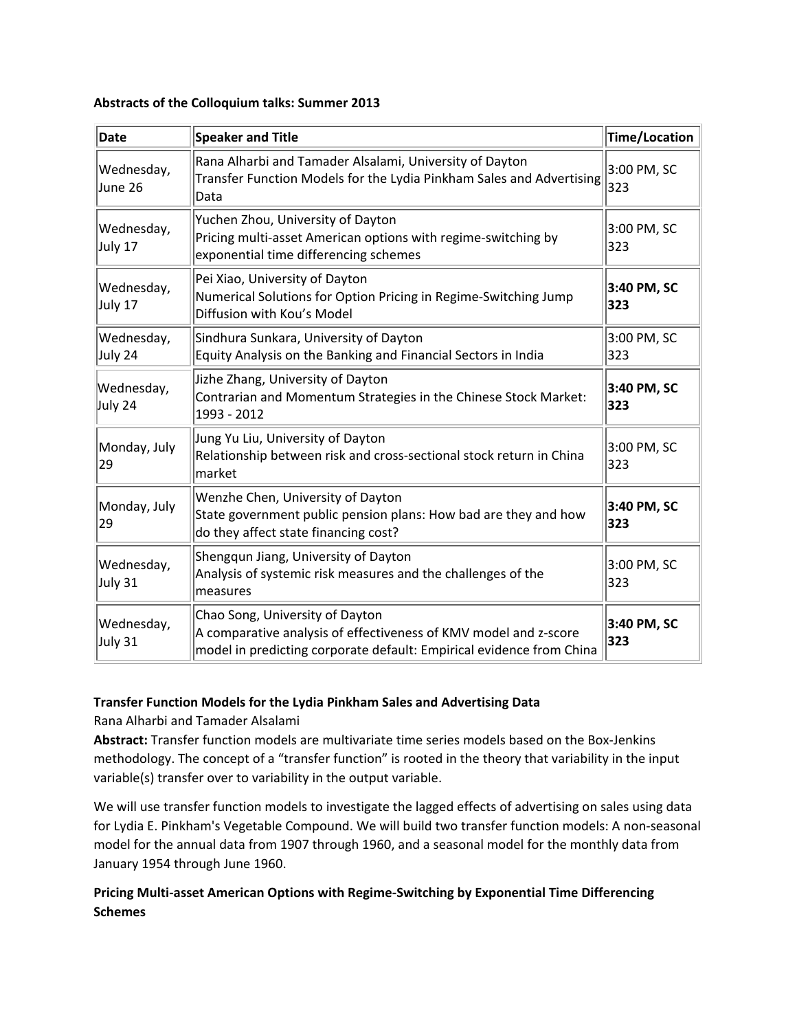**Abstracts of the Colloquium talks: Summer 2013**

| Date | Speaker and Title | Time/Location |
|---|---|---|
| Wednesday, June 26 | Rana Alharbi and Tamader Alsalami, University of Dayton<br>Transfer Function Models for the Lydia Pinkham Sales and Advertising Data | 3:00 PM, SC 323 |
| Wednesday, July 17 | Yuchen Zhou, University of Dayton<br>Pricing multi-asset American options with regime-switching by exponential time differencing schemes | 3:00 PM, SC 323 |
| Wednesday, July 17 | Pei Xiao, University of Dayton<br>Numerical Solutions for Option Pricing in Regime-Switching Jump Diffusion with Kou's Model | **3:40 PM, SC 323** |
| Wednesday, July 24 | Sindhura Sunkara, University of Dayton<br>Equity Analysis on the Banking and Financial Sectors in India | 3:00 PM, SC 323 |
| Wednesday, July 24 | Jizhe Zhang, University of Dayton<br>Contrarian and Momentum Strategies in the Chinese Stock Market: 1993 - 2012 | **3:40 PM, SC 323** |
| Monday, July 29 | Jung Yu Liu, University of Dayton<br>Relationship between risk and cross-sectional stock return in China market | 3:00 PM, SC 323 |
| Monday, July 29 | Wenzhe Chen, University of Dayton<br>State government public pension plans: How bad are they and how do they affect state financing cost? | **3:40 PM, SC 323** |
| Wednesday, July 31 | Shengqun Jiang, University of Dayton<br>Analysis of systemic risk measures and the challenges of the measures | 3:00 PM, SC 323 |
| Wednesday, July 31 | Chao Song, University of Dayton<br>A comparative analysis of effectiveness of KMV model and z-score model in predicting corporate default: Empirical evidence from China | **3:40 PM, SC 323** |

**Transfer Function Models for the Lydia Pinkham Sales and Advertising Data**

Rana Alharbi and Tamader Alsalami

**Abstract:** Transfer function models are multivariate time series models based on the Box-Jenkins methodology. The concept of a "transfer function" is rooted in the theory that variability in the input variable(s) transfer over to variability in the output variable.

We will use transfer function models to investigate the lagged effects of advertising on sales using data for Lydia E. Pinkham's Vegetable Compound. We will build two transfer function models: A non-seasonal model for the annual data from 1907 through 1960, and a seasonal model for the monthly data from January 1954 through June 1960.

**Pricing Multi-asset American Options with Regime-Switching by Exponential Time Differencing Schemes**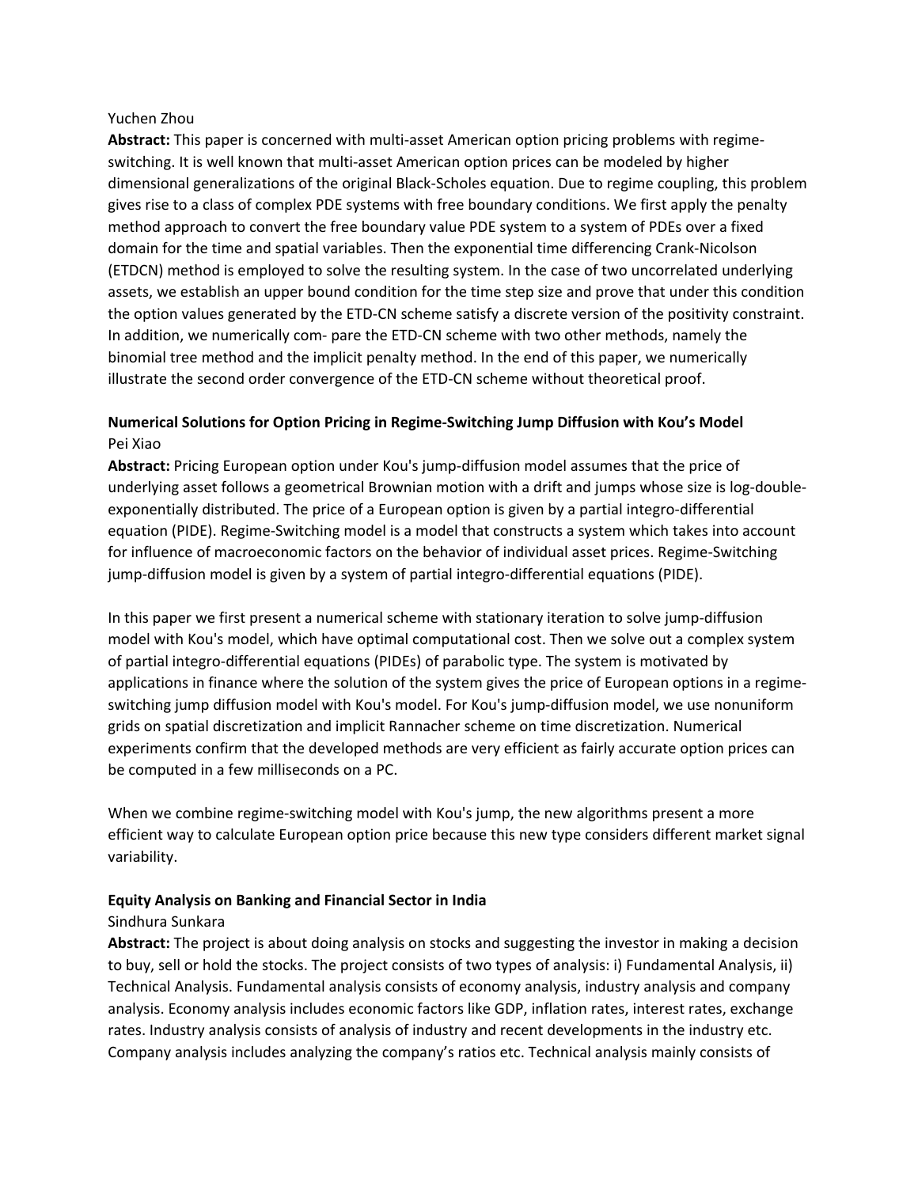Yuchen Zhou

**Abstract:** This paper is concerned with multi-asset American option pricing problems with regime-switching. It is well known that multi-asset American option prices can be modeled by higher dimensional generalizations of the original Black-Scholes equation. Due to regime coupling, this problem gives rise to a class of complex PDE systems with free boundary conditions. We first apply the penalty method approach to convert the free boundary value PDE system to a system of PDEs over a fixed domain for the time and spatial variables. Then the exponential time differencing Crank-Nicolson (ETDCN) method is employed to solve the resulting system. In the case of two uncorrelated underlying assets, we establish an upper bound condition for the time step size and prove that under this condition the option values generated by the ETD-CN scheme satisfy a discrete version of the positivity constraint. In addition, we numerically com- pare the ETD-CN scheme with two other methods, namely the binomial tree method and the implicit penalty method. In the end of this paper, we numerically illustrate the second order convergence of the ETD-CN scheme without theoretical proof.

**Numerical Solutions for Option Pricing in Regime-Switching Jump Diffusion with Kou's Model**

Pei Xiao

**Abstract:** Pricing European option under Kou's jump-diffusion model assumes that the price of underlying asset follows a geometrical Brownian motion with a drift and jumps whose size is log-double-exponentially distributed. The price of a European option is given by a partial integro-differential equation (PIDE). Regime-Switching model is a model that constructs a system which takes into account for influence of macroeconomic factors on the behavior of individual asset prices. Regime-Switching jump-diffusion model is given by a system of partial integro-differential equations (PIDE).

In this paper we first present a numerical scheme with stationary iteration to solve jump-diffusion model with Kou's model, which have optimal computational cost. Then we solve out a complex system of partial integro-differential equations (PIDEs) of parabolic type. The system is motivated by applications in finance where the solution of the system gives the price of European options in a regime-switching jump diffusion model with Kou's model. For Kou's jump-diffusion model, we use nonuniform grids on spatial discretization and implicit Rannacher scheme on time discretization. Numerical experiments confirm that the developed methods are very efficient as fairly accurate option prices can be computed in a few milliseconds on a PC.

When we combine regime-switching model with Kou's jump, the new algorithms present a more efficient way to calculate European option price because this new type considers different market signal variability.

**Equity Analysis on Banking and Financial Sector in India**

Sindhura Sunkara

**Abstract:** The project is about doing analysis on stocks and suggesting the investor in making a decision to buy, sell or hold the stocks. The project consists of two types of analysis: i) Fundamental Analysis, ii) Technical Analysis. Fundamental analysis consists of economy analysis, industry analysis and company analysis. Economy analysis includes economic factors like GDP, inflation rates, interest rates, exchange rates. Industry analysis consists of analysis of industry and recent developments in the industry etc. Company analysis includes analyzing the company's ratios etc. Technical analysis mainly consists of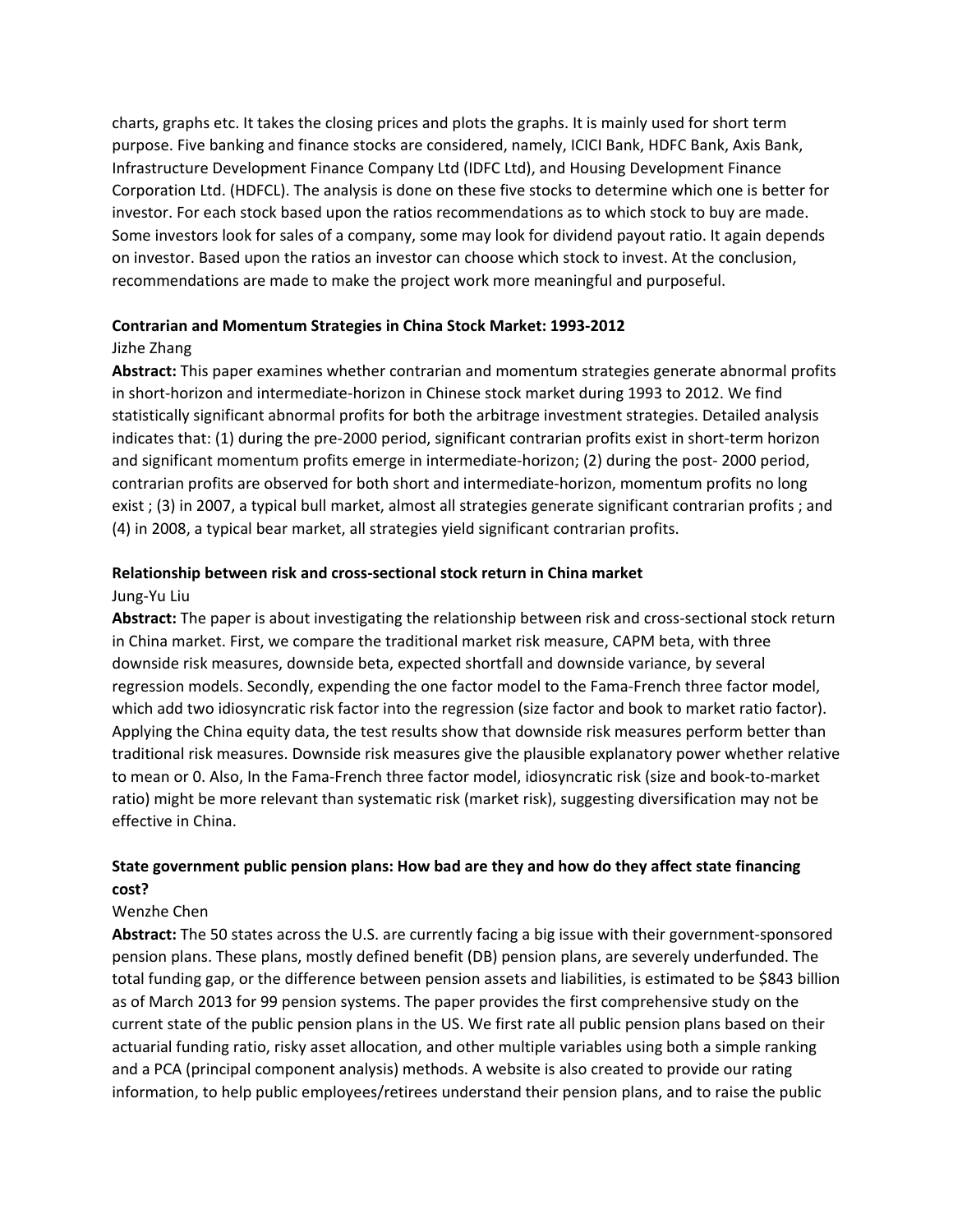charts, graphs etc. It takes the closing prices and plots the graphs. It is mainly used for short term purpose. Five banking and finance stocks are considered, namely, ICICI Bank, HDFC Bank, Axis Bank, Infrastructure Development Finance Company Ltd (IDFC Ltd), and Housing Development Finance Corporation Ltd. (HDFCL). The analysis is done on these five stocks to determine which one is better for investor. For each stock based upon the ratios recommendations as to which stock to buy are made. Some investors look for sales of a company, some may look for dividend payout ratio. It again depends on investor. Based upon the ratios an investor can choose which stock to invest. At the conclusion, recommendations are made to make the project work more meaningful and purposeful.

**Contrarian and Momentum Strategies in China Stock Market: 1993-2012**

Jizhe Zhang

**Abstract:** This paper examines whether contrarian and momentum strategies generate abnormal profits in short-horizon and intermediate-horizon in Chinese stock market during 1993 to 2012. We find statistically significant abnormal profits for both the arbitrage investment strategies. Detailed analysis indicates that: (1) during the pre-2000 period, significant contrarian profits exist in short-term horizon and significant momentum profits emerge in intermediate-horizon; (2) during the post- 2000 period, contrarian profits are observed for both short and intermediate-horizon, momentum profits no long exist ; (3) in 2007, a typical bull market, almost all strategies generate significant contrarian profits ; and (4) in 2008, a typical bear market, all strategies yield significant contrarian profits.

**Relationship between risk and cross-sectional stock return in China market**

Jung-Yu Liu

**Abstract:** The paper is about investigating the relationship between risk and cross-sectional stock return in China market. First, we compare the traditional market risk measure, CAPM beta, with three downside risk measures, downside beta, expected shortfall and downside variance, by several regression models. Secondly, expending the one factor model to the Fama-French three factor model, which add two idiosyncratic risk factor into the regression (size factor and book to market ratio factor). Applying the China equity data, the test results show that downside risk measures perform better than traditional risk measures. Downside risk measures give the plausible explanatory power whether relative to mean or 0. Also, In the Fama-French three factor model, idiosyncratic risk (size and book-to-market ratio) might be more relevant than systematic risk (market risk), suggesting diversification may not be effective in China.

**State government public pension plans: How bad are they and how do they affect state financing cost?**

Wenzhe Chen

**Abstract:** The 50 states across the U.S. are currently facing a big issue with their government-sponsored pension plans. These plans, mostly defined benefit (DB) pension plans, are severely underfunded. The total funding gap, or the difference between pension assets and liabilities, is estimated to be $843 billion as of March 2013 for 99 pension systems. The paper provides the first comprehensive study on the current state of the public pension plans in the US. We first rate all public pension plans based on their actuarial funding ratio, risky asset allocation, and other multiple variables using both a simple ranking and a PCA (principal component analysis) methods. A website is also created to provide our rating information, to help public employees/retirees understand their pension plans, and to raise the public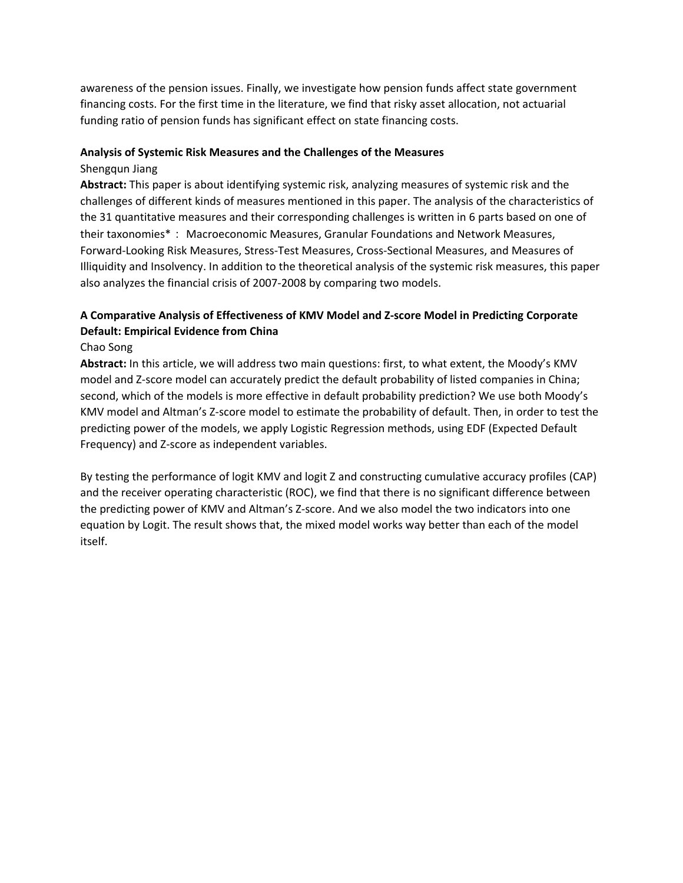awareness of the pension issues. Finally, we investigate how pension funds affect state government financing costs. For the first time in the literature, we find that risky asset allocation, not actuarial funding ratio of pension funds has significant effect on state financing costs.

**Analysis of Systemic Risk Measures and the Challenges of the Measures**

Shengqun Jiang

**Abstract:** This paper is about identifying systemic risk, analyzing measures of systemic risk and the challenges of different kinds of measures mentioned in this paper. The analysis of the characteristics of the 31 quantitative measures and their corresponding challenges is written in 6 parts based on one of their taxonomies*： Macroeconomic Measures, Granular Foundations and Network Measures, Forward-Looking Risk Measures, Stress-Test Measures, Cross-Sectional Measures, and Measures of Illiquidity and Insolvency. In addition to the theoretical analysis of the systemic risk measures, this paper also analyzes the financial crisis of 2007-2008 by comparing two models.

**A Comparative Analysis of Effectiveness of KMV Model and Z-score Model in Predicting Corporate Default: Empirical Evidence from China**

Chao Song

**Abstract:** In this article, we will address two main questions: first, to what extent, the Moody's KMV model and Z-score model can accurately predict the default probability of listed companies in China; second, which of the models is more effective in default probability prediction? We use both Moody's KMV model and Altman's Z-score model to estimate the probability of default. Then, in order to test the predicting power of the models, we apply Logistic Regression methods, using EDF (Expected Default Frequency) and Z-score as independent variables.

By testing the performance of logit KMV and logit Z and constructing cumulative accuracy profiles (CAP) and the receiver operating characteristic (ROC), we find that there is no significant difference between the predicting power of KMV and Altman's Z-score. And we also model the two indicators into one equation by Logit. The result shows that, the mixed model works way better than each of the model itself.